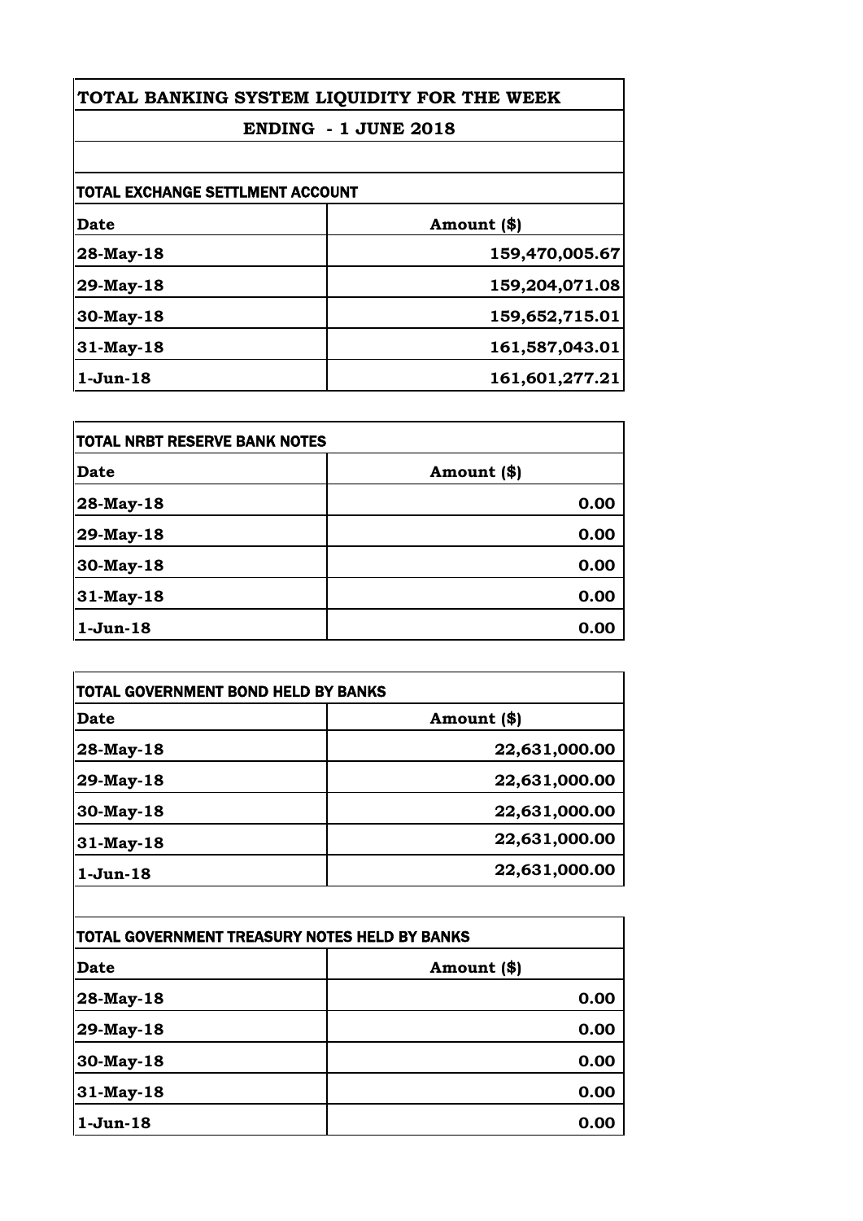# TOTAL BANKING SYSTEM LIQUIDITY FOR THE WEEK

## ENDING - 1 JUNE 2018

### TOTAL EXCHANGE SETTLMENT ACCOUNT

| Date | Amount ($) |
|---|---|
| 28-May-18 | 159,470,005.67 |
| 29-May-18 | 159,204,071.08 |
| 30-May-18 | 159,652,715.01 |
| 31-May-18 | 161,587,043.01 |
| 1-Jun-18 | 161,601,277.21 |

### TOTAL NRBT RESERVE BANK NOTES

| Date | Amount ($) |
|---|---|
| 28-May-18 | 0.00 |
| 29-May-18 | 0.00 |
| 30-May-18 | 0.00 |
| 31-May-18 | 0.00 |
| 1-Jun-18 | 0.00 |

### TOTAL GOVERNMENT BOND HELD BY BANKS

| Date | Amount ($) |
|---|---|
| 28-May-18 | 22,631,000.00 |
| 29-May-18 | 22,631,000.00 |
| 30-May-18 | 22,631,000.00 |
| 31-May-18 | 22,631,000.00 |
| 1-Jun-18 | 22,631,000.00 |

### TOTAL GOVERNMENT TREASURY NOTES HELD BY BANKS

| Date | Amount ($) |
|---|---|
| 28-May-18 | 0.00 |
| 29-May-18 | 0.00 |
| 30-May-18 | 0.00 |
| 31-May-18 | 0.00 |
| 1-Jun-18 | 0.00 |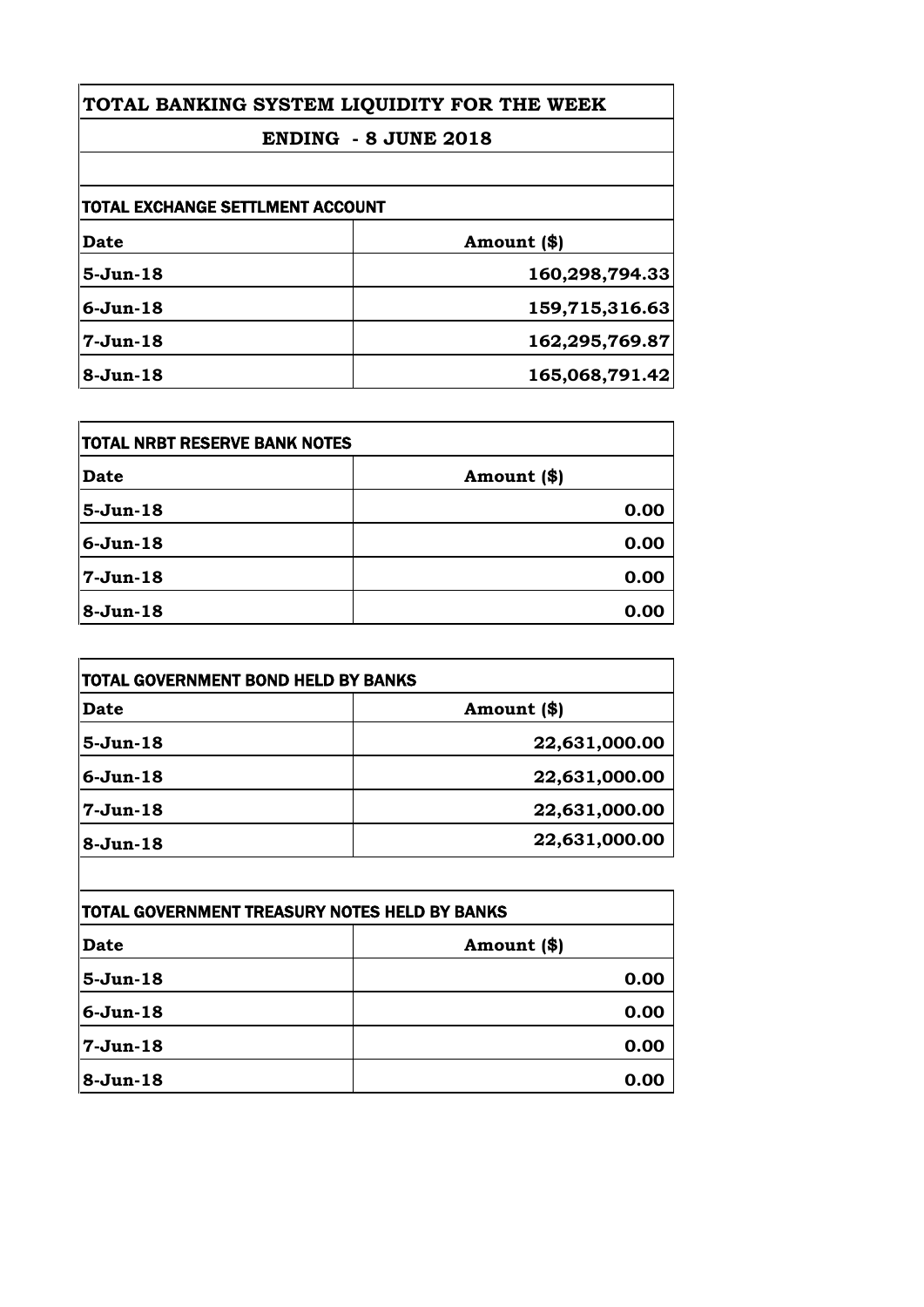# TOTAL BANKING SYSTEM LIQUIDITY FOR THE WEEK

## ENDING - 8 JUNE 2018

### TOTAL EXCHANGE SETTLMENT ACCOUNT

| Date | Amount ($) |
|---|---|
| 5-Jun-18 | 160,298,794.33 |
| 6-Jun-18 | 159,715,316.63 |
| 7-Jun-18 | 162,295,769.87 |
| 8-Jun-18 | 165,068,791.42 |

### TOTAL NRBT RESERVE BANK NOTES

| Date | Amount ($) |
|---|---|
| 5-Jun-18 | 0.00 |
| 6-Jun-18 | 0.00 |
| 7-Jun-18 | 0.00 |
| 8-Jun-18 | 0.00 |

### TOTAL GOVERNMENT BOND HELD BY BANKS

| Date | Amount ($) |
|---|---|
| 5-Jun-18 | 22,631,000.00 |
| 6-Jun-18 | 22,631,000.00 |
| 7-Jun-18 | 22,631,000.00 |
| 8-Jun-18 | 22,631,000.00 |

### TOTAL GOVERNMENT TREASURY NOTES HELD BY BANKS

| Date | Amount ($) |
|---|---|
| 5-Jun-18 | 0.00 |
| 6-Jun-18 | 0.00 |
| 7-Jun-18 | 0.00 |
| 8-Jun-18 | 0.00 |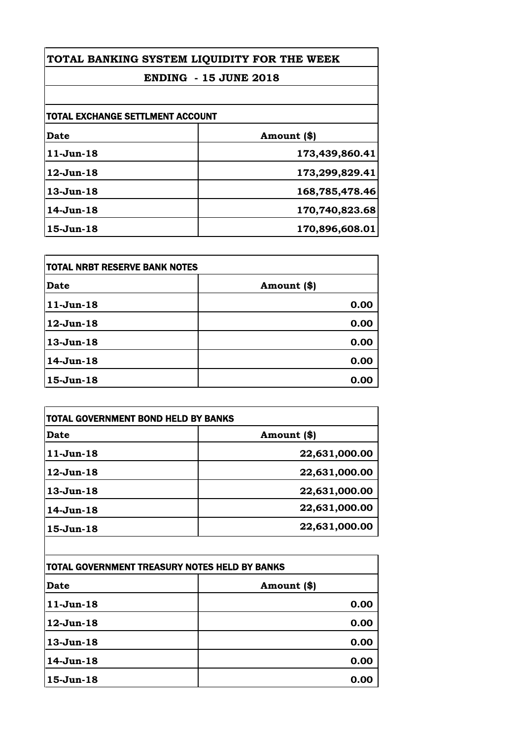# TOTAL BANKING SYSTEM LIQUIDITY FOR THE WEEK

## ENDING - 15 JUNE 2018

### TOTAL EXCHANGE SETTLMENT ACCOUNT

| Date | Amount ($) |
|---|---|
| 11-Jun-18 | 173,439,860.41 |
| 12-Jun-18 | 173,299,829.41 |
| 13-Jun-18 | 168,785,478.46 |
| 14-Jun-18 | 170,740,823.68 |
| 15-Jun-18 | 170,896,608.01 |

### TOTAL NRBT RESERVE BANK NOTES

| Date | Amount ($) |
|---|---|
| 11-Jun-18 | 0.00 |
| 12-Jun-18 | 0.00 |
| 13-Jun-18 | 0.00 |
| 14-Jun-18 | 0.00 |
| 15-Jun-18 | 0.00 |

### TOTAL GOVERNMENT BOND HELD BY BANKS

| Date | Amount ($) |
|---|---|
| 11-Jun-18 | 22,631,000.00 |
| 12-Jun-18 | 22,631,000.00 |
| 13-Jun-18 | 22,631,000.00 |
| 14-Jun-18 | 22,631,000.00 |
| 15-Jun-18 | 22,631,000.00 |

### TOTAL GOVERNMENT TREASURY NOTES HELD BY BANKS

| Date | Amount ($) |
|---|---|
| 11-Jun-18 | 0.00 |
| 12-Jun-18 | 0.00 |
| 13-Jun-18 | 0.00 |
| 14-Jun-18 | 0.00 |
| 15-Jun-18 | 0.00 |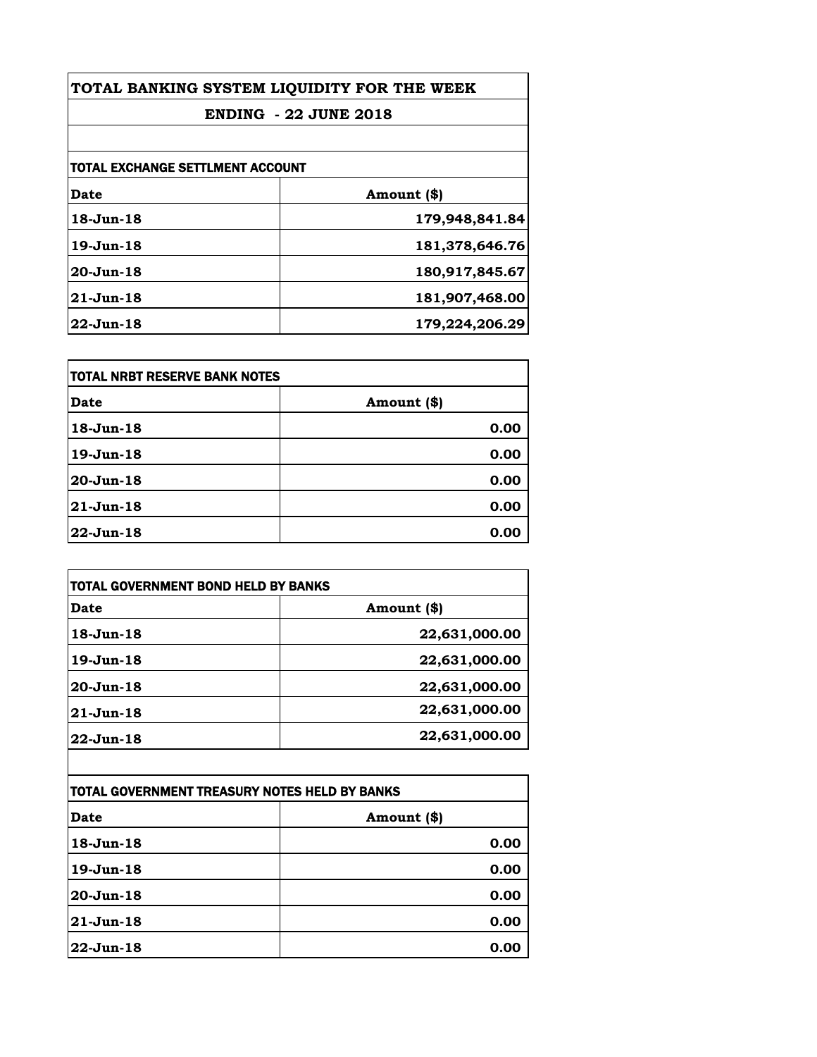# TOTAL BANKING SYSTEM LIQUIDITY FOR THE WEEK

## ENDING - 22 JUNE 2018

### TOTAL EXCHANGE SETTLMENT ACCOUNT

| Date | Amount ($) |
|---|---|
| 18-Jun-18 | 179,948,841.84 |
| 19-Jun-18 | 181,378,646.76 |
| 20-Jun-18 | 180,917,845.67 |
| 21-Jun-18 | 181,907,468.00 |
| 22-Jun-18 | 179,224,206.29 |

### TOTAL NRBT RESERVE BANK NOTES

| Date | Amount ($) |
|---|---|
| 18-Jun-18 | 0.00 |
| 19-Jun-18 | 0.00 |
| 20-Jun-18 | 0.00 |
| 21-Jun-18 | 0.00 |
| 22-Jun-18 | 0.00 |

### TOTAL GOVERNMENT BOND HELD BY BANKS

| Date | Amount ($) |
|---|---|
| 18-Jun-18 | 22,631,000.00 |
| 19-Jun-18 | 22,631,000.00 |
| 20-Jun-18 | 22,631,000.00 |
| 21-Jun-18 | 22,631,000.00 |
| 22-Jun-18 | 22,631,000.00 |

### TOTAL GOVERNMENT TREASURY NOTES HELD BY BANKS

| Date | Amount ($) |
|---|---|
| 18-Jun-18 | 0.00 |
| 19-Jun-18 | 0.00 |
| 20-Jun-18 | 0.00 |
| 21-Jun-18 | 0.00 |
| 22-Jun-18 | 0.00 |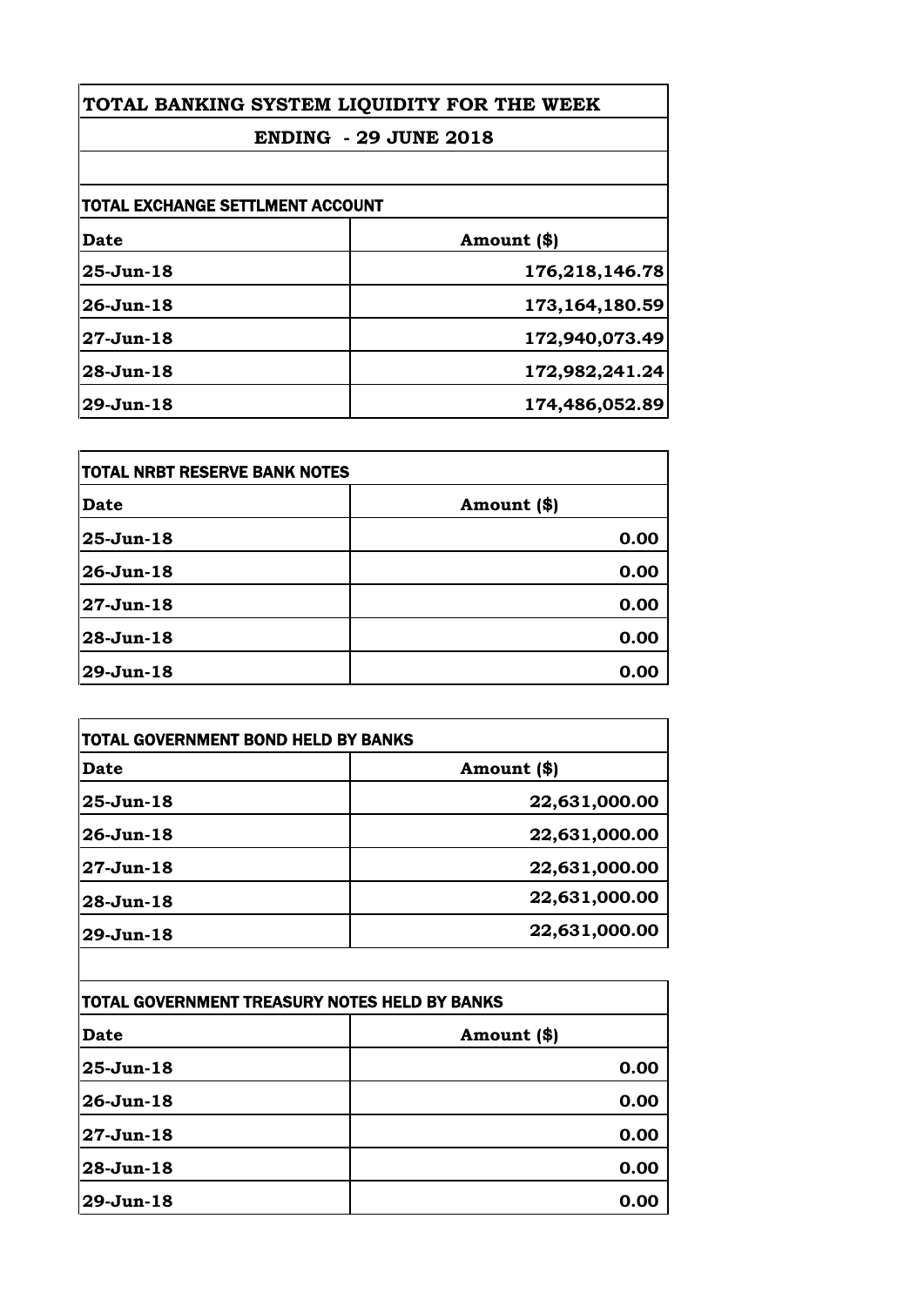# TOTAL BANKING SYSTEM LIQUIDITY FOR THE WEEK

## ENDING - 29 JUNE 2018

### TOTAL EXCHANGE SETTLMENT ACCOUNT

| Date | Amount ($) |
| --- | --- |
| 25-Jun-18 | 176,218,146.78 |
| 26-Jun-18 | 173,164,180.59 |
| 27-Jun-18 | 172,940,073.49 |
| 28-Jun-18 | 172,982,241.24 |
| 29-Jun-18 | 174,486,052.89 |

### TOTAL NRBT RESERVE BANK NOTES

| Date | Amount ($) |
| --- | --- |
| 25-Jun-18 | 0.00 |
| 26-Jun-18 | 0.00 |
| 27-Jun-18 | 0.00 |
| 28-Jun-18 | 0.00 |
| 29-Jun-18 | 0.00 |

### TOTAL GOVERNMENT BOND HELD BY BANKS

| Date | Amount ($) |
| --- | --- |
| 25-Jun-18 | 22,631,000.00 |
| 26-Jun-18 | 22,631,000.00 |
| 27-Jun-18 | 22,631,000.00 |
| 28-Jun-18 | 22,631,000.00 |
| 29-Jun-18 | 22,631,000.00 |

### TOTAL GOVERNMENT TREASURY NOTES HELD BY BANKS

| Date | Amount ($) |
| --- | --- |
| 25-Jun-18 | 0.00 |
| 26-Jun-18 | 0.00 |
| 27-Jun-18 | 0.00 |
| 28-Jun-18 | 0.00 |
| 29-Jun-18 | 0.00 |